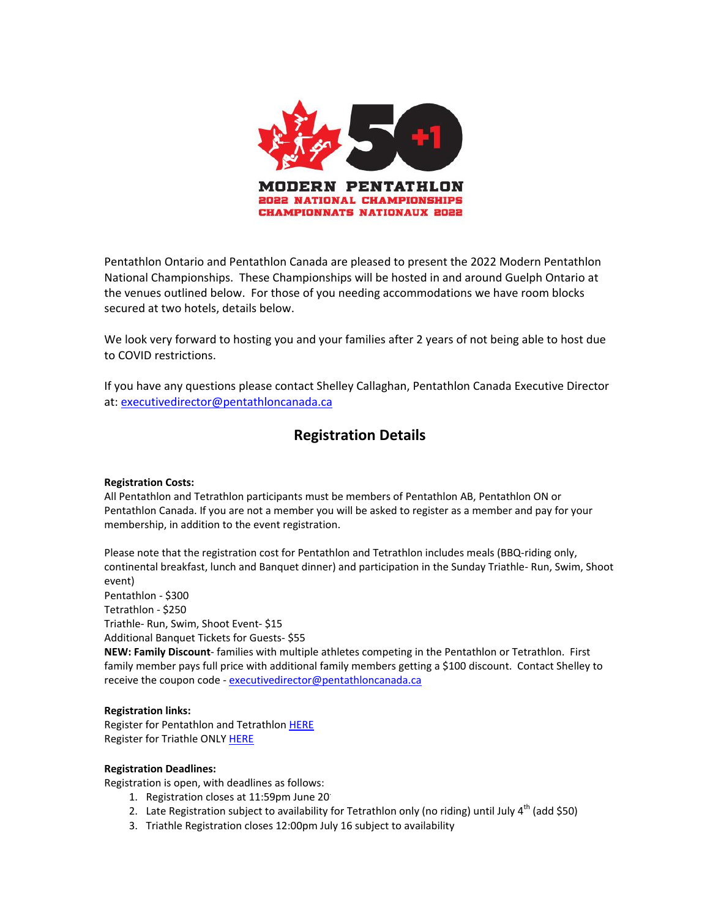MODERN PENTATHLON
2022 NATIONAL CHAMPIONSHIPS
CHAMPIONNATS NATIONAUX 2022

Pentathlon Ontario and Pentathlon Canada are pleased to present the 2022 Modern Pentathlon National Championships. These Championships will be hosted in and around Guelph Ontario at the venues outlined below. For those of you needing accommodations we have room blocks secured at two hotels, details below.

We look very forward to hosting you and your families after 2 years of not being able to host due to COVID restrictions.

If you have any questions please contact Shelley Callaghan, Pentathlon Canada Executive Director at: executivedirector@pentathloncanada.ca

## Registration Details

**Registration Costs:**
All Pentathlon and Tetrathlon participants must be members of Pentathlon AB, Pentathlon ON or Pentathlon Canada. If you are not a member you will be asked to register as a member and pay for your membership, in addition to the event registration.

Please note that the registration cost for Pentathlon and Tetrathlon includes meals (BBQ-riding only, continental breakfast, lunch and Banquet dinner) and participation in the Sunday Triathle- Run, Swim, Shoot event)
Pentathlon - $300
Tetrathlon - $250
Triathle- Run, Swim, Shoot Event- $15
Additional Banquet Tickets for Guests- $55
**NEW: Family Discount**- families with multiple athletes competing in the Pentathlon or Tetrathlon. First family member pays full price with additional family members getting a $100 discount. Contact Shelley to receive the coupon code - executivedirector@pentathloncanada.ca

**Registration links:**
Register for Pentathlon and Tetrathlon HERE
Register for Triathle ONLY HERE

**Registration Deadlines:**
Registration is open, with deadlines as follows:

1. Registration closes at 11:59pm June 20
2. Late Registration subject to availability for Tetrathlon only (no riding) until July 4th (add $50)
3. Triathle Registration closes 12:00pm July 16 subject to availability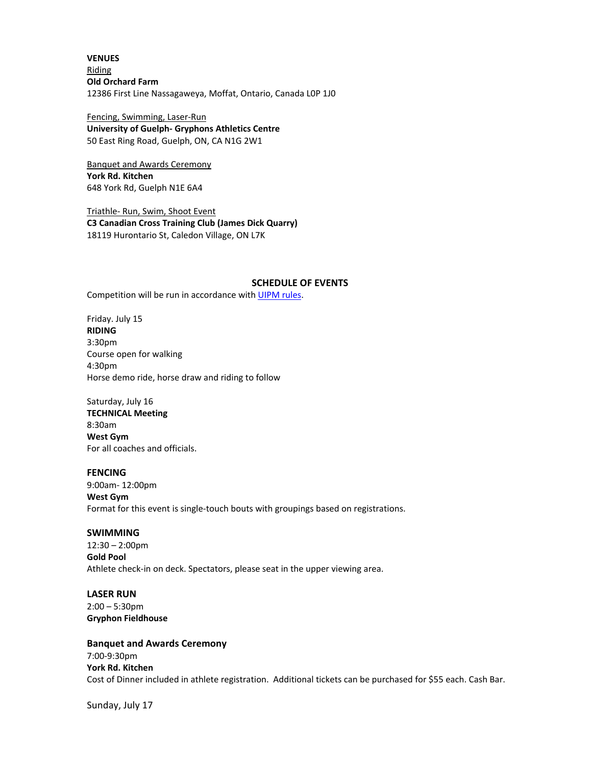**VENUES**

<u>Riding</u>
**Old Orchard Farm**
12386 First Line Nassagaweya, Moffat, Ontario, Canada L0P 1J0

<u>Fencing, Swimming, Laser-Run</u>
**University of Guelph- Gryphons Athletics Centre**
50 East Ring Road, Guelph, ON, CA N1G 2W1

<u>Banquet and Awards Ceremony</u>
**York Rd. Kitchen**
648 York Rd, Guelph N1E 6A4

<u>Triathle- Run, Swim, Shoot Event</u>
**C3 Canadian Cross Training Club (James Dick Quarry)**
18119 Hurontario St, Caledon Village, ON L7K

## SCHEDULE OF EVENTS

Competition will be run in accordance with [UIPM rules](UIPM rules).

Friday. July 15
**RIDING**
3:30pm
Course open for walking
4:30pm
Horse demo ride, horse draw and riding to follow

Saturday, July 16
**TECHNICAL Meeting**
8:30am
**West Gym**
For all coaches and officials.

**FENCING**
9:00am- 12:00pm
**West Gym**
Format for this event is single-touch bouts with groupings based on registrations.

**SWIMMING**
12:30 – 2:00pm
**Gold Pool**
Athlete check-in on deck. Spectators, please seat in the upper viewing area.

**LASER RUN**
2:00 – 5:30pm
**Gryphon Fieldhouse**

**Banquet and Awards Ceremony**
7:00-9:30pm
**York Rd. Kitchen**
Cost of Dinner included in athlete registration. Additional tickets can be purchased for $55 each. Cash Bar.

Sunday, July 17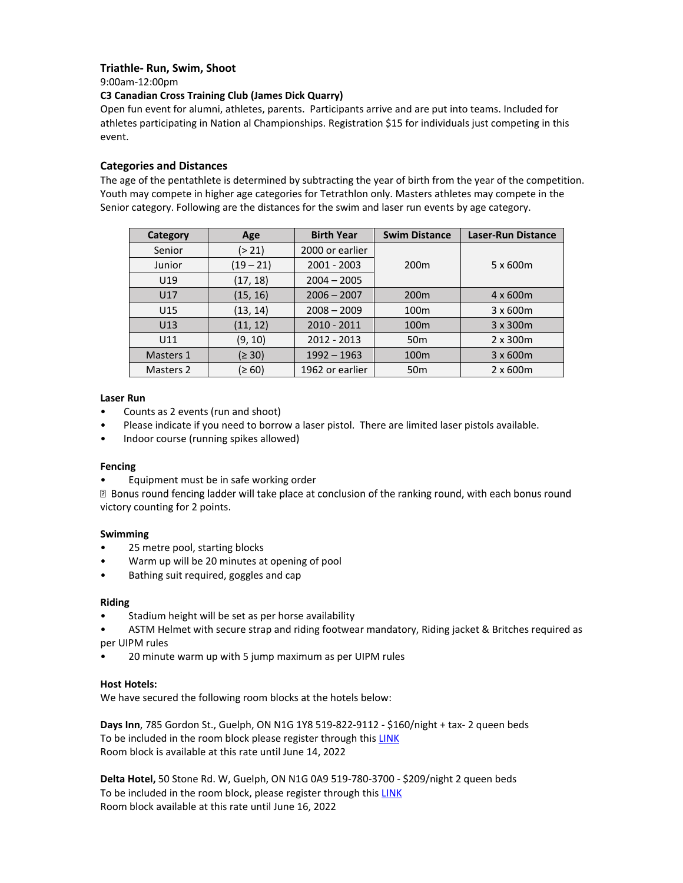**Triathle- Run, Swim, Shoot**

9:00am-12:00pm

**C3 Canadian Cross Training Club (James Dick Quarry)**

Open fun event for alumni, athletes, parents. Participants arrive and are put into teams. Included for athletes participating in Nation al Championships. Registration $15 for individuals just competing in this event.

### Categories and Distances

The age of the pentathlete is determined by subtracting the year of birth from the year of the competition. Youth may compete in higher age categories for Tetrathlon only. Masters athletes may compete in the Senior category. Following are the distances for the swim and laser run events by age category.

| Category | Age | Birth Year | Swim Distance | Laser-Run Distance |
|---|---|---|---|---|
| Senior | (> 21) | 2000 or earlier | 200m | 5 x 600m |
| Junior | (19 – 21) | 2001 - 2003 | | |
| U19 | (17, 18) | 2004 – 2005 | | |
| U17 | (15, 16) | 2006 – 2007 | 200m | 4 x 600m |
| U15 | (13, 14) | 2008 – 2009 | 100m | 3 x 600m |
| U13 | (11, 12) | 2010 - 2011 | 100m | 3 x 300m |
| U11 | (9, 10) | 2012 - 2013 | 50m | 2 x 300m |
| Masters 1 | (≥ 30) | 1992 – 1963 | 100m | 3 x 600m |
| Masters 2 | (≥ 60) | 1962 or earlier | 50m | 2 x 600m |

**Laser Run**

- Counts as 2 events (run and shoot)
- Please indicate if you need to borrow a laser pistol. There are limited laser pistols available.
- Indoor course (running spikes allowed)

**Fencing**

- Equipment must be in safe working order
- Bonus round fencing ladder will take place at conclusion of the ranking round, with each bonus round victory counting for 2 points.

**Swimming**

- 25 metre pool, starting blocks
- Warm up will be 20 minutes at opening of pool
- Bathing suit required, goggles and cap

**Riding**

- Stadium height will be set as per horse availability
- ASTM Helmet with secure strap and riding footwear mandatory, Riding jacket & Britches required as per UIPM rules
- 20 minute warm up with 5 jump maximum as per UIPM rules

**Host Hotels:**

We have secured the following room blocks at the hotels below:

**Days Inn**, 785 Gordon St., Guelph, ON N1G 1Y8 519-822-9112 - $160/night + tax- 2 queen beds
To be included in the room block please register through this LINK
Room block is available at this rate until June 14, 2022

**Delta Hotel,** 50 Stone Rd. W, Guelph, ON N1G 0A9 519-780-3700 - $209/night 2 queen beds
To be included in the room block, please register through this LINK
Room block available at this rate until June 16, 2022